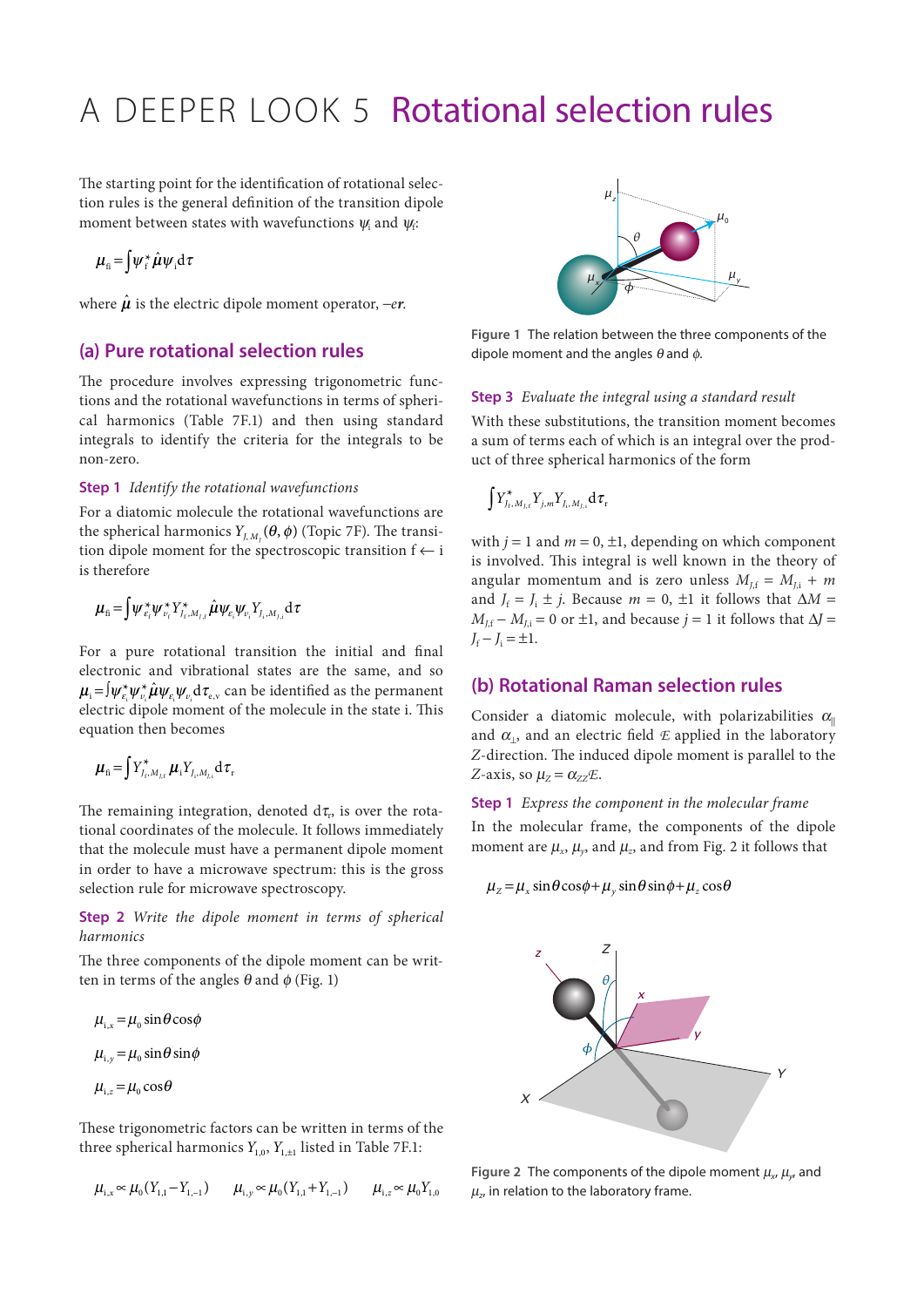# A DEEPER LOOK 5 Rotational selection rules

The starting point for the identification of rotational selection rules is the general definition of the transition dipole moment between states with wavefunctions $\psi_i$ and $\psi_f$:

$$\boldsymbol{\mu}_{fi} = \int \psi_f^* \hat{\boldsymbol{\mu}} \psi_i \, d\tau$$

where $\hat{\boldsymbol{\mu}}$ is the electric dipole moment operator, $-e\boldsymbol{r}$.

## (a) Pure rotational selection rules

The procedure involves expressing trigonometric functions and the rotational wavefunctions in terms of spherical harmonics (Table 7F.1) and then using standard integrals to identify the criteria for the integrals to be non-zero.

**Step 1** *Identify the rotational wavefunctions*

For a diatomic molecule the rotational wavefunctions are the spherical harmonics $Y_{J,M_J}(\theta,\phi)$ (Topic 7F). The transition dipole moment for the spectroscopic transition f ← i is therefore

$$\boldsymbol{\mu}_{fi} = \int \psi_{\varepsilon_f}^* \psi_{v_f}^* Y_{J_f,M_{J,f}}^* \hat{\boldsymbol{\mu}} \psi_{\varepsilon_i} \psi_{v_i} Y_{J_i,M_{J,i}} \, d\tau$$

For a pure rotational transition the initial and final electronic and vibrational states are the same, and so $\boldsymbol{\mu}_i = \int \psi_{\varepsilon_i}^* \psi_{v_i}^* \hat{\boldsymbol{\mu}} \psi_{\varepsilon_i} \psi_{v_i} \, d\tau_{e,v}$ can be identified as the permanent electric dipole moment of the molecule in the state i. This equation then becomes

$$\boldsymbol{\mu}_{fi} = \int Y_{J_f,M_{J,f}}^* \boldsymbol{\mu}_i Y_{J_i,M_{J,i}} \, d\tau_r$$

The remaining integration, denoted $d\tau_r$, is over the rotational coordinates of the molecule. It follows immediately that the molecule must have a permanent dipole moment in order to have a microwave spectrum: this is the gross selection rule for microwave spectroscopy.

**Step 2** *Write the dipole moment in terms of spherical harmonics*

The three components of the dipole moment can be written in terms of the angles $\theta$ and $\phi$ (Fig. 1)

$$\mu_{i,x} = \mu_0 \sin\theta \cos\phi$$

$$\mu_{i,y} = \mu_0 \sin\theta \sin\phi$$

$$\mu_{i,z} = \mu_0 \cos\theta$$

These trigonometric factors can be written in terms of the three spherical harmonics $Y_{1,0}$, $Y_{1,\pm1}$ listed in Table 7F.1:

$$\mu_{i,x} \propto \mu_0(Y_{1,1} - Y_{1,-1}) \qquad \mu_{i,y} \propto \mu_0(Y_{1,1} + Y_{1,-1}) \qquad \mu_{i,z} \propto \mu_0 Y_{1,0}$$

Figure 1 The relation between the three components of the dipole moment and the angles $\theta$ and $\phi$.

**Step 3** *Evaluate the integral using a standard result*

With these substitutions, the transition moment becomes a sum of terms each of which is an integral over the product of three spherical harmonics of the form

$$\int Y_{J_f,M_{J,f}}^* Y_{j,m} Y_{J_i,M_{J,i}} \, d\tau_r$$

with $j = 1$ and $m = 0, \pm1$, depending on which component is involved. This integral is well known in the theory of angular momentum and is zero unless $M_{J,f} = M_{J,i} + m$ and $J_f = J_i \pm j$. Because $m = 0, \pm1$ it follows that $\Delta M = M_{J,f} - M_{J,i} = 0$ or $\pm1$, and because $j = 1$ it follows that $\Delta J = J_f - J_i = \pm1$.

## (b) Rotational Raman selection rules

Consider a diatomic molecule, with polarizabilities $\alpha_{\parallel}$ and $\alpha_{\perp}$, and an electric field $\mathcal{E}$ applied in the laboratory $Z$-direction. The induced dipole moment is parallel to the $Z$-axis, so $\mu_Z = \alpha_{ZZ}\mathcal{E}$.

**Step 1** *Express the component in the molecular frame*

In the molecular frame, the components of the dipole moment are $\mu_x$, $\mu_y$, and $\mu_z$, and from Fig. 2 it follows that

$$\mu_Z = \mu_x \sin\theta \cos\phi + \mu_y \sin\theta \sin\phi + \mu_z \cos\theta$$

Figure 2 The components of the dipole moment $\mu_x$, $\mu_y$, and $\mu_z$, in relation to the laboratory frame.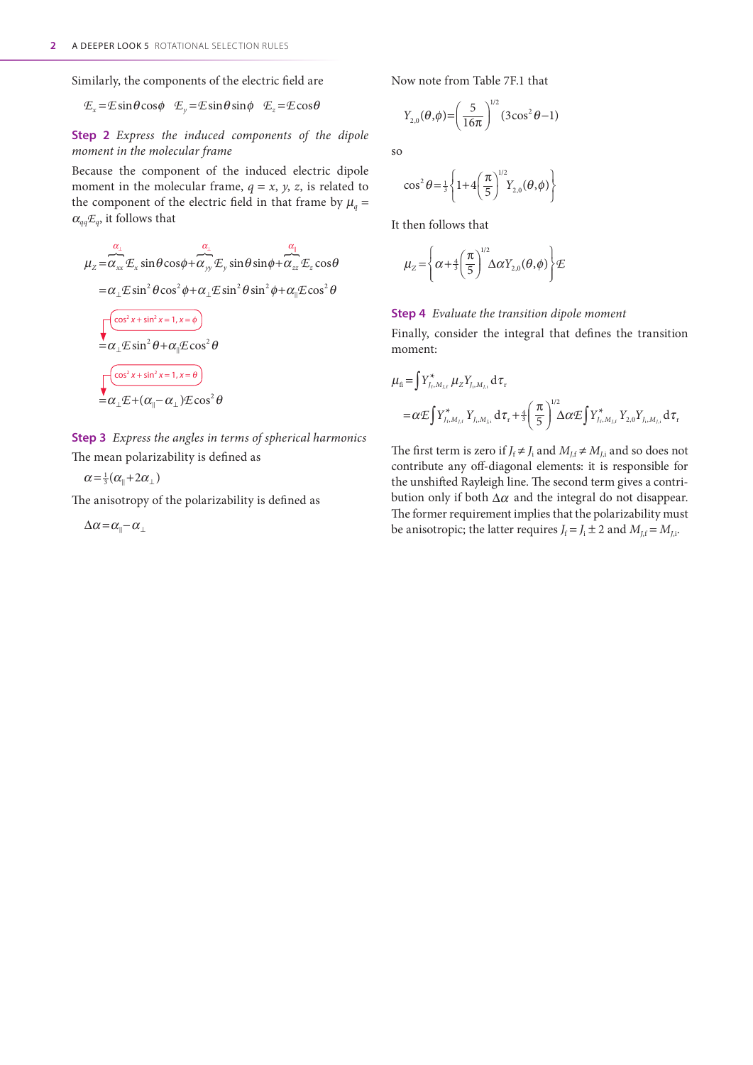Similarly, the components of the electric field are

$$\mathcal{E}_x = \mathcal{E}\sin\theta\cos\phi \quad \mathcal{E}_y = \mathcal{E}\sin\theta\sin\phi \quad \mathcal{E}_z = \mathcal{E}\cos\theta$$

**Step 2** *Express the induced components of the dipole moment in the molecular frame*

Because the component of the induced electric dipole moment in the molecular frame, $q = x, y, z$, is related to the component of the electric field in that frame by $\mu_q = \alpha_{qq}\mathcal{E}_q$, it follows that

$$\mu_Z = \overbrace{\alpha_{xx}}^{\alpha_\perp}\mathcal{E}_x\sin\theta\cos\phi + \overbrace{\alpha_{yy}}^{\alpha_\perp}\mathcal{E}_y\sin\theta\sin\phi + \overbrace{\alpha_{zz}}^{\alpha_\parallel}\mathcal{E}_z\cos\theta$$

$$= \alpha_\perp\mathcal{E}\sin^2\theta\cos^2\phi + \alpha_\perp\mathcal{E}\sin^2\theta\sin^2\phi + \alpha_\parallel\mathcal{E}\cos^2\theta$$

$\cos^2 x + \sin^2 x = 1, x = \phi$

$$= \alpha_\perp\mathcal{E}\sin^2\theta + \alpha_\parallel\mathcal{E}\cos^2\theta$$

$\cos^2 x + \sin^2 x = 1, x = \theta$

$$= \alpha_\perp\mathcal{E} + (\alpha_\parallel - \alpha_\perp)\mathcal{E}\cos^2\theta$$

**Step 3** *Express the angles in terms of spherical harmonics*

The mean polarizability is defined as

$$\alpha = \tfrac{1}{3}(\alpha_\parallel + 2\alpha_\perp)$$

The anisotropy of the polarizability is defined as

$$\Delta\alpha = \alpha_\parallel - \alpha_\perp$$

Now note from Table 7F.1 that

$$Y_{2,0}(\theta,\phi) = \left(\frac{5}{16\pi}\right)^{1/2}(3\cos^2\theta - 1)$$

so

$$\cos^2\theta = \tfrac{1}{3}\left\{1 + 4\left(\frac{\pi}{5}\right)^{1/2} Y_{2,0}(\theta,\phi)\right\}$$

It then follows that

$$\mu_Z = \left\{\alpha + \tfrac{4}{3}\left(\frac{\pi}{5}\right)^{1/2}\Delta\alpha Y_{2,0}(\theta,\phi)\right\}\mathcal{E}$$

**Step 4** *Evaluate the transition dipole moment*

Finally, consider the integral that defines the transition moment:

$$\mu_{\mathrm{fi}} = \int Y^*_{J_\mathrm{f},M_{J,\mathrm{f}}}\,\mu_Z\,Y_{J_\mathrm{i},M_{J,\mathrm{i}}}\,\mathrm{d}\tau_\mathrm{r}$$

$$= \alpha\mathcal{E}\int Y^*_{J_\mathrm{f},M_{J,\mathrm{f}}}\,Y_{J_\mathrm{i},M_{J,\mathrm{i}}}\,\mathrm{d}\tau_\mathrm{r} + \tfrac{4}{3}\left(\frac{\pi}{5}\right)^{1/2}\Delta\alpha\mathcal{E}\int Y^*_{J_\mathrm{f},M_{J,\mathrm{f}}}\,Y_{2,0}\,Y_{J_\mathrm{i},M_{J,\mathrm{i}}}\,\mathrm{d}\tau_\mathrm{r}$$

The first term is zero if $J_\mathrm{f} \neq J_\mathrm{i}$ and $M_{J,\mathrm{f}} \neq M_{J,\mathrm{i}}$ and so does not contribute any off-diagonal elements: it is responsible for the unshifted Rayleigh line. The second term gives a contribution only if both $\Delta\alpha$ and the integral do not disappear. The former requirement implies that the polarizability must be anisotropic; the latter requires $J_\mathrm{f} = J_\mathrm{i} \pm 2$ and $M_{J,\mathrm{f}} = M_{J,\mathrm{i}}$.